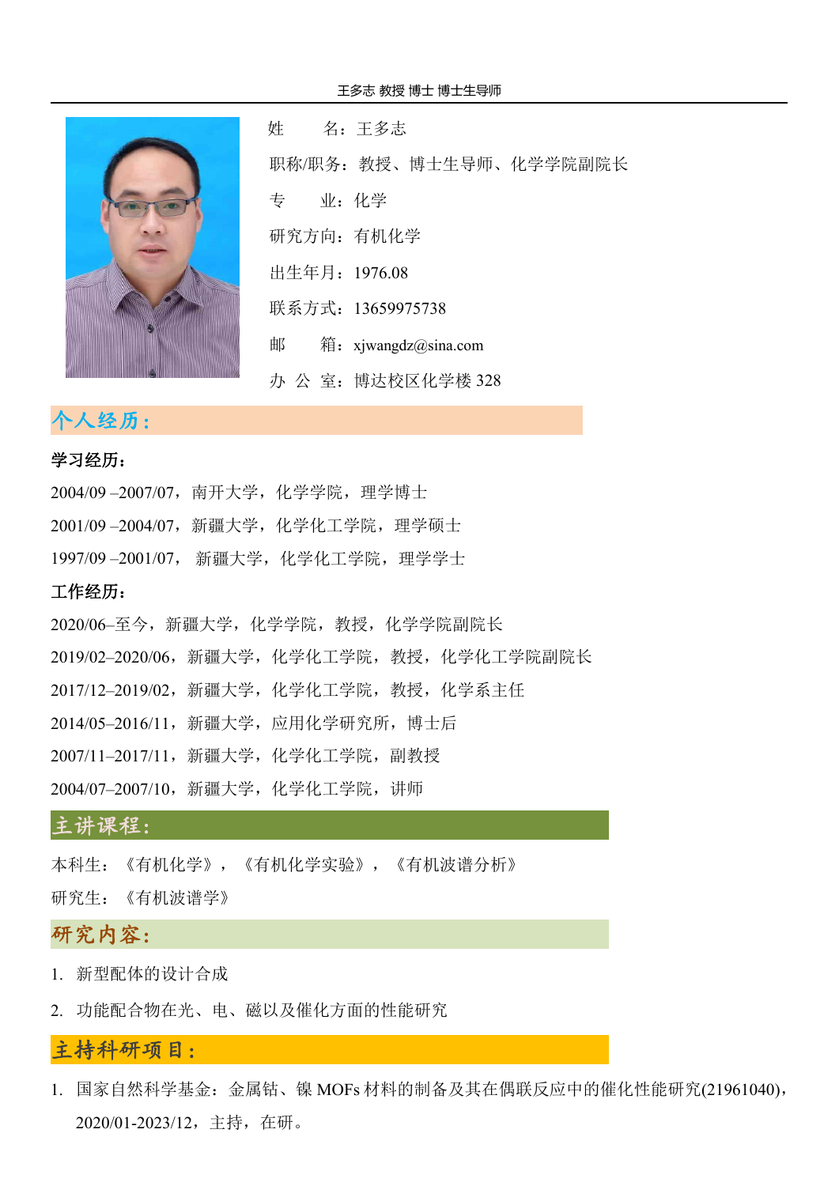姓　　名：王多志

职称/职务：教授、博士生导师、化学学院副院长

专　　业：化学

研究方向：有机化学

出生年月：1976.08

联系方式：13659975738

邮　　箱：xjwangdz@sina.com

办 公 室：博达校区化学楼 328

## 个人经历：

**学习经历：**

2004/09 –2007/07，南开大学，化学学院，理学博士

2001/09 –2004/07，新疆大学，化学化工学院，理学硕士

1997/09 –2001/07， 新疆大学，化学化工学院，理学学士

**工作经历：**

2020/06–至今，新疆大学，化学学院，教授，化学学院副院长

2019/02–2020/06，新疆大学，化学化工学院，教授，化学化工学院副院长

2017/12–2019/02，新疆大学，化学化工学院，教授，化学系主任

2014/05–2016/11，新疆大学，应用化学研究所，博士后

2007/11–2017/11，新疆大学，化学化工学院，副教授

2004/07–2007/10，新疆大学，化学化工学院，讲师

## 主讲课程：

本科生：《有机化学》，《有机化学实验》，《有机波谱分析》

研究生：《有机波谱学》

## 研究内容：

1. 新型配体的设计合成
2. 功能配合物在光、电、磁以及催化方面的性能研究

## 主持科研项目：

1. 国家自然科学基金：金属钴、镍 MOFs 材料的制备及其在偶联反应中的催化性能研究(21961040)，2020/01-2023/12，主持，在研。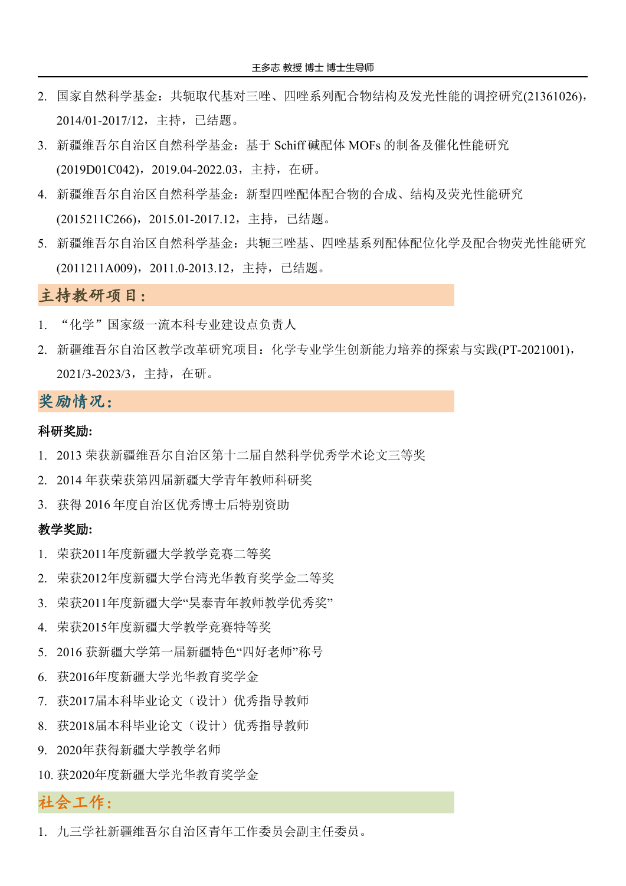2. 国家自然科学基金：共轭取代基对三唑、四唑系列配合物结构及发光性能的调控研究(21361026)，2014/01-2017/12，主持，已结题。
3. 新疆维吾尔自治区自然科学基金：基于 Schiff 碱配体 MOFs 的制备及催化性能研究(2019D01C042)，2019.04-2022.03，主持，在研。
4. 新疆维吾尔自治区自然科学基金：新型四唑配体配合物的合成、结构及荧光性能研究(2015211C266)，2015.01-2017.12，主持，已结题。
5. 新疆维吾尔自治区自然科学基金：共轭三唑基、四唑基系列配体配位化学及配合物荧光性能研究(2011211A009)，2011.0-2013.12，主持，已结题。

## 主持教研项目：

1. “化学”国家级一流本科专业建设点负责人
2. 新疆维吾尔自治区教学改革研究项目：化学专业学生创新能力培养的探索与实践(PT-2021001)，2021/3-2023/3，主持，在研。

## 奖励情况：

**科研奖励:**

1. 2013 荣获新疆维吾尔自治区第十二届自然科学优秀学术论文三等奖
2. 2014 年获荣获第四届新疆大学青年教师科研奖
3. 获得 2016 年度自治区优秀博士后特别资助

**教学奖励:**

1. 荣获2011年度新疆大学教学竞赛二等奖
2. 荣获2012年度新疆大学台湾光华教育奖学金二等奖
3. 荣获2011年度新疆大学“昊泰青年教师教学优秀奖”
4. 荣获2015年度新疆大学教学竞赛特等奖
5. 2016 获新疆大学第一届新疆特色“四好老师”称号
6. 获2016年度新疆大学光华教育奖学金
7. 获2017届本科毕业论文（设计）优秀指导教师
8. 获2018届本科毕业论文（设计）优秀指导教师
9. 2020年获得新疆大学教学名师
10. 获2020年度新疆大学光华教育奖学金

## 社会工作：

1. 九三学社新疆维吾尔自治区青年工作委员会副主任委员。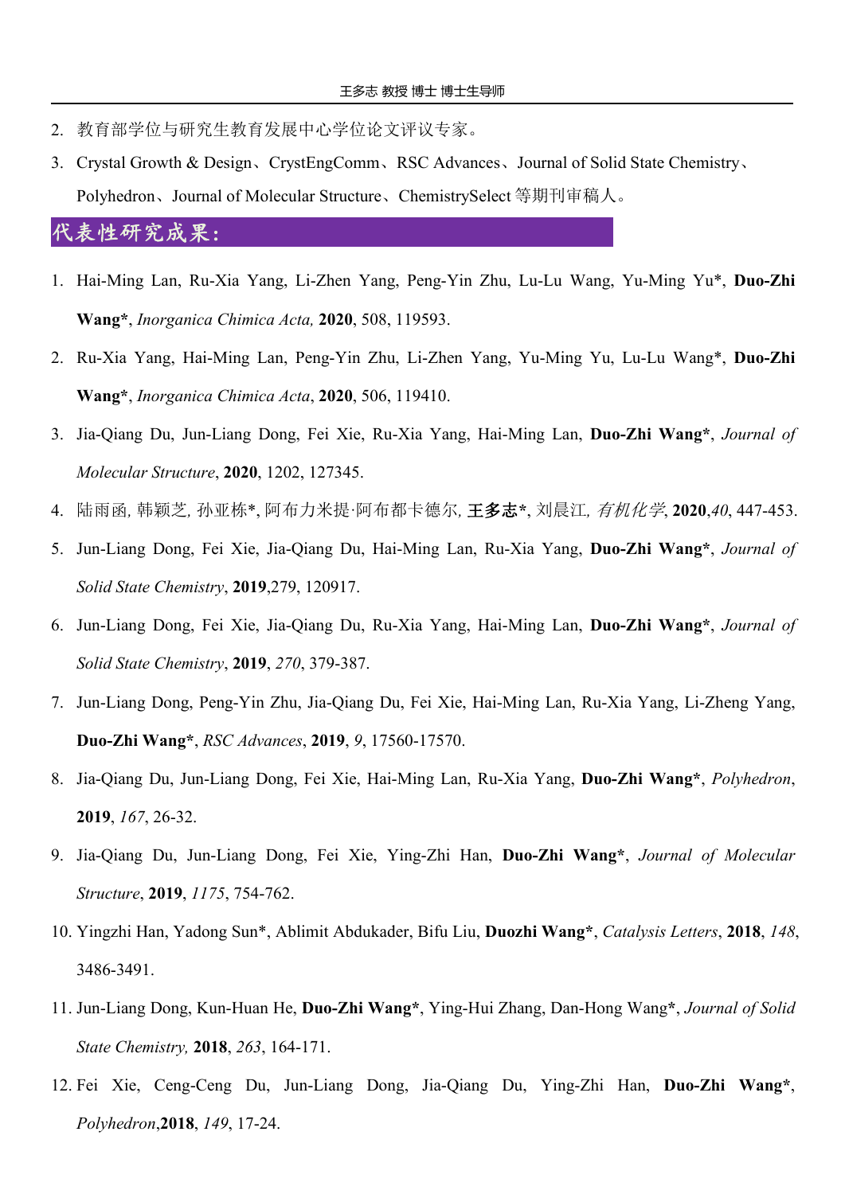2. 教育部学位与研究生教育发展中心学位论文评议专家。
3. Crystal Growth & Design、CrystEngComm、RSC Advances、Journal of Solid State Chemistry、Polyhedron、Journal of Molecular Structure、ChemistrySelect 等期刊审稿人。

## 代表性研究成果：

1. Hai-Ming Lan, Ru-Xia Yang, Li-Zhen Yang, Peng-Yin Zhu, Lu-Lu Wang, Yu-Ming Yu*, **Duo-Zhi Wang***, *Inorganica Chimica Acta,* **2020**, 508, 119593.
2. Ru-Xia Yang, Hai-Ming Lan, Peng-Yin Zhu, Li-Zhen Yang, Yu-Ming Yu, Lu-Lu Wang*, **Duo-Zhi Wang***, *Inorganica Chimica Acta*, **2020**, 506, 119410.
3. Jia-Qiang Du, Jun-Liang Dong, Fei Xie, Ru-Xia Yang, Hai-Ming Lan, **Duo-Zhi Wang***, *Journal of Molecular Structure*, **2020**, 1202, 127345.
4. 陆雨函, 韩颖芝, 孙亚栋*, 阿布力米提·阿布都卡德尔, **王多志***, 刘晨江, *有机化学*, **2020**,*40*, 447-453.
5. Jun-Liang Dong, Fei Xie, Jia-Qiang Du, Hai-Ming Lan, Ru-Xia Yang, **Duo-Zhi Wang***, *Journal of Solid State Chemistry*, **2019**,279, 120917.
6. Jun-Liang Dong, Fei Xie, Jia-Qiang Du, Ru-Xia Yang, Hai-Ming Lan, **Duo-Zhi Wang***, *Journal of Solid State Chemistry*, **2019**, *270*, 379-387.
7. Jun-Liang Dong, Peng-Yin Zhu, Jia-Qiang Du, Fei Xie, Hai-Ming Lan, Ru-Xia Yang, Li-Zheng Yang, **Duo-Zhi Wang***, *RSC Advances*, **2019**, *9*, 17560-17570.
8. Jia-Qiang Du, Jun-Liang Dong, Fei Xie, Hai-Ming Lan, Ru-Xia Yang, **Duo-Zhi Wang***, *Polyhedron*, **2019**, *167*, 26-32.
9. Jia-Qiang Du, Jun-Liang Dong, Fei Xie, Ying-Zhi Han, **Duo-Zhi Wang***, *Journal of Molecular Structure*, **2019**, *1175*, 754-762.
10. Yingzhi Han, Yadong Sun*, Ablimit Abdukader, Bifu Liu, **Duozhi Wang***, *Catalysis Letters*, **2018**, *148*, 3486-3491.
11. Jun-Liang Dong, Kun-Huan He, **Duo-Zhi Wang***, Ying-Hui Zhang, Dan-Hong Wang*, *Journal of Solid State Chemistry,* **2018**, *263*, 164-171.
12. Fei Xie, Ceng-Ceng Du, Jun-Liang Dong, Jia-Qiang Du, Ying-Zhi Han, **Duo-Zhi Wang***, *Polyhedron*,**2018**, *149*, 17-24.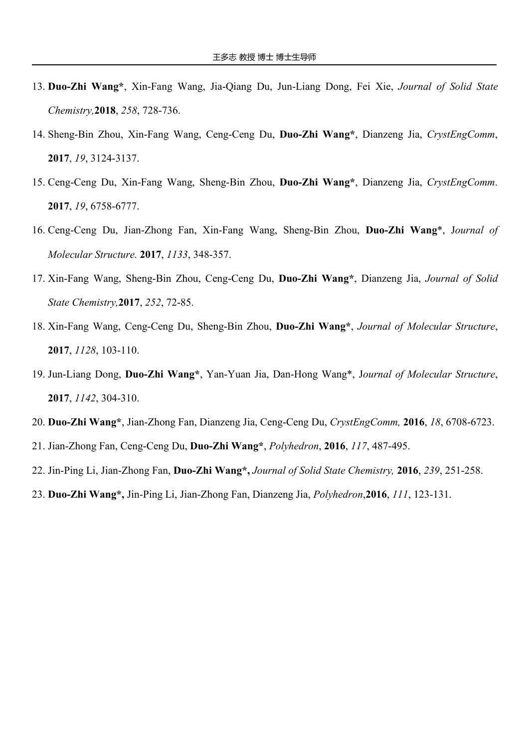13. **Duo-Zhi Wang***, Xin-Fang Wang, Jia-Qiang Du, Jun-Liang Dong, Fei Xie, *Journal of Solid State Chemistry,* **2018**, *258*, 728-736.
14. Sheng-Bin Zhou, Xin-Fang Wang, Ceng-Ceng Du, **Duo-Zhi Wang***, Dianzeng Jia, *CrystEngComm*, **2017**, *19*, 3124-3137.
15. Ceng-Ceng Du, Xin-Fang Wang, Sheng-Bin Zhou, **Duo-Zhi Wang***, Dianzeng Jia, *CrystEngComm*. **2017**, *19*, 6758-6777.
16. Ceng-Ceng Du, Jian-Zhong Fan, Xin-Fang Wang, Sheng-Bin Zhou, **Duo-Zhi Wang***, J*ournal of Molecular Structure.* **2017**, *1133*, 348-357.
17. Xin-Fang Wang, Sheng-Bin Zhou, Ceng-Ceng Du, **Duo-Zhi Wang***, Dianzeng Jia, *Journal of Solid State Chemistry,* **2017**, *252*, 72-85.
18. Xin-Fang Wang, Ceng-Ceng Du, Sheng-Bin Zhou, **Duo-Zhi Wang***, *Journal of Molecular Structure*, **2017**, *1128*, 103-110.
19. Jun-Liang Dong, **Duo-Zhi Wang***, Yan-Yuan Jia, Dan-Hong Wang*, J*ournal of Molecular Structure*, **2017**, *1142*, 304-310.
20. **Duo-Zhi Wang***, Jian-Zhong Fan, Dianzeng Jia, Ceng-Ceng Du, *CrystEngComm,* **2016**, *18*, 6708-6723.
21. Jian-Zhong Fan, Ceng-Ceng Du, **Duo-Zhi Wang***, *Polyhedron*, **2016**, *117*, 487-495.
22. Jin-Ping Li, Jian-Zhong Fan, **Duo-Zhi Wang*,** *Journal of Solid State Chemistry,* **2016**, *239*, 251-258.
23. **Duo-Zhi Wang*,** Jin-Ping Li, Jian-Zhong Fan, Dianzeng Jia, *Polyhedron*,**2016**, *111*, 123-131.